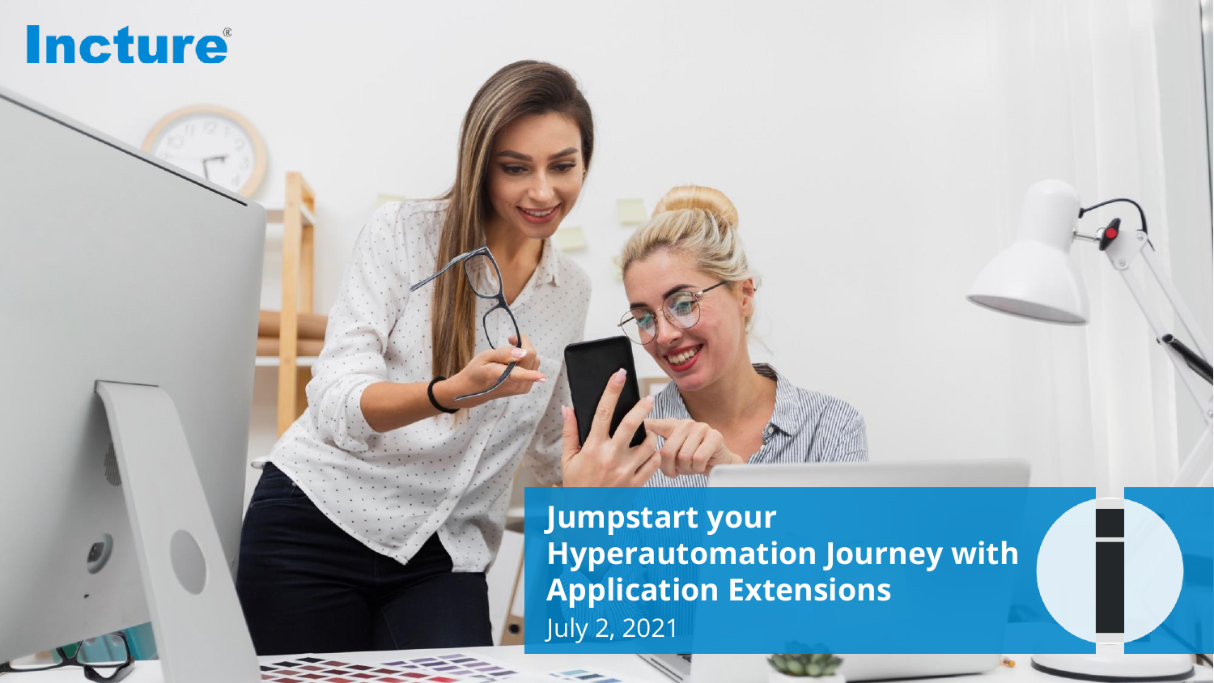Incture®

# Jumpstart your Hyperautomation Journey with Application Extensions

July 2, 2021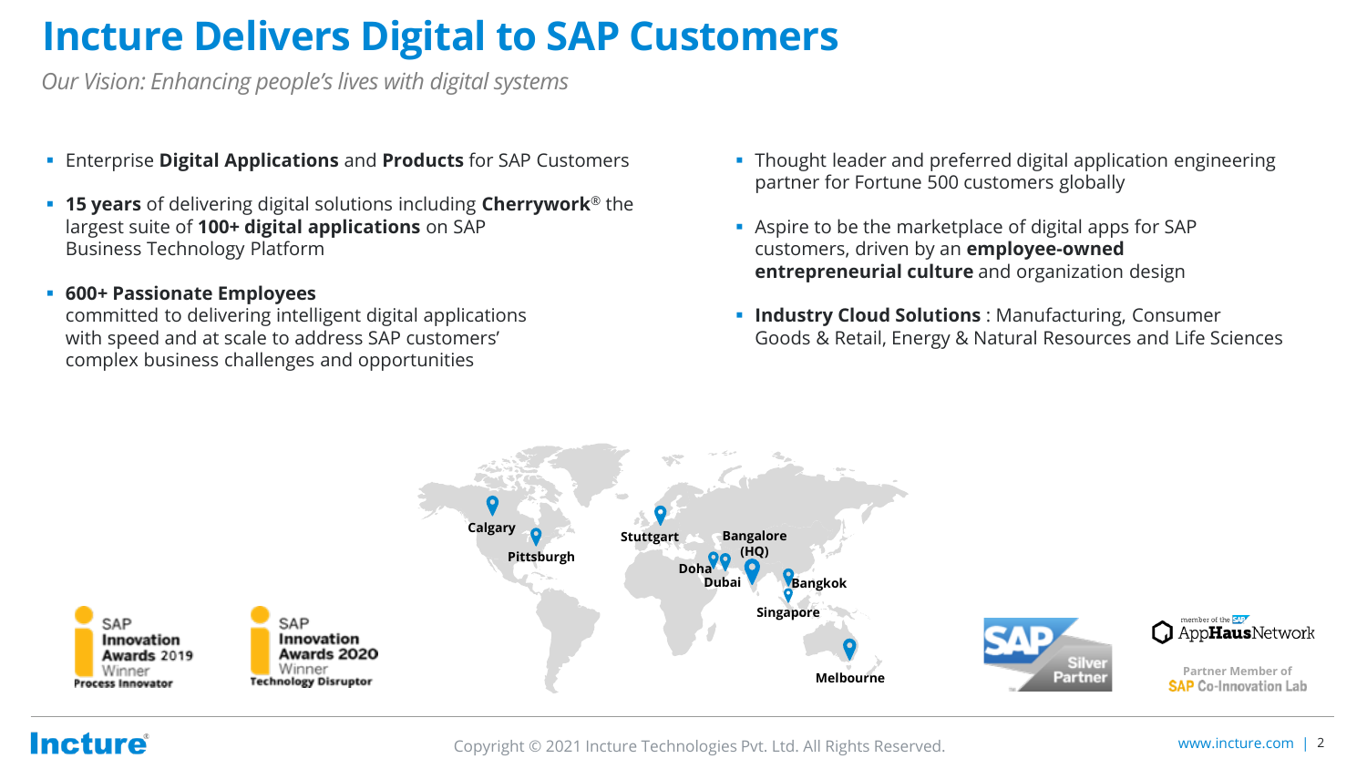# Incture Delivers Digital to SAP Customers

*Our Vision: Enhancing people's lives with digital systems*

- Enterprise **Digital Applications** and **Products** for SAP Customers
- **15 years** of delivering digital solutions including **Cherrywork**® the largest suite of **100+ digital applications** on SAP Business Technology Platform
- **600+ Passionate Employees**
  committed to delivering intelligent digital applications with speed and at scale to address SAP customers' complex business challenges and opportunities
- Thought leader and preferred digital application engineering partner for Fortune 500 customers globally
- Aspire to be the marketplace of digital apps for SAP customers, driven by an **employee-owned entrepreneurial culture** and organization design
- **Industry Cloud Solutions** : Manufacturing, Consumer Goods & Retail, Energy & Natural Resources and Life Sciences

Calgary, Pittsburgh, Stuttgart, Bangalore (HQ), Doha, Dubai, Bangkok, Singapore, Melbourne

SAP Innovation Awards 2019 Winner – Process Innovator

SAP Innovation Awards 2020 Winner – Technology Disruptor

SAP Silver Partner

member of the SAP AppHausNetwork

Partner Member of SAP Co-Innovation Lab

Copyright © 2021 Incture Technologies Pvt. Ltd. All Rights Reserved.

www.incture.com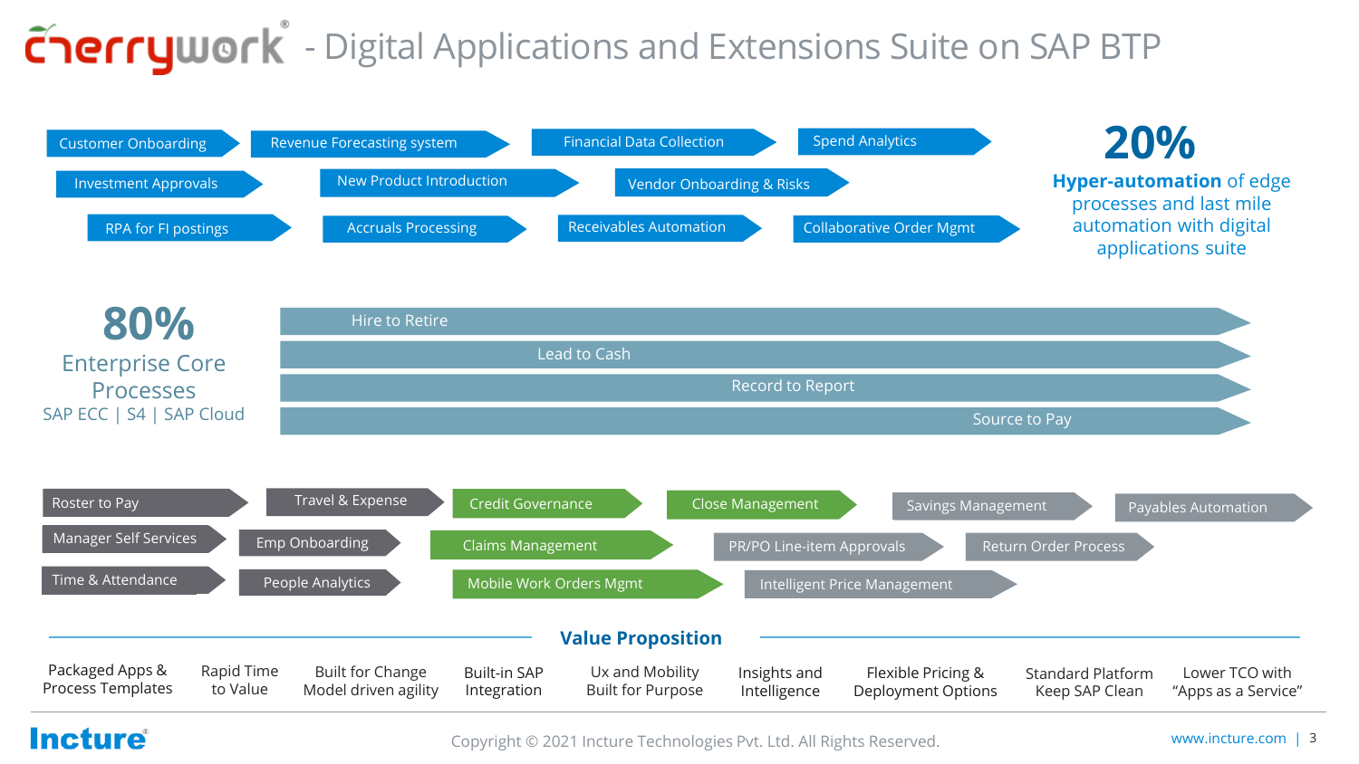# cherrywork® - Digital Applications and Extensions Suite on SAP BTP

- Customer Onboarding
- Revenue Forecasting system
- Financial Data Collection
- Spend Analytics
- Investment Approvals
- New Product Introduction
- Vendor Onboarding & Risks
- RPA for FI postings
- Accruals Processing
- Receivables Automation
- Collaborative Order Mgmt

**20%**

**Hyper-automation** of edge processes and last mile automation with digital applications suite

**80%**

Enterprise Core Processes

SAP ECC | S4 | SAP Cloud

- Hire to Retire
- Lead to Cash
- Record to Report
- Source to Pay

- Roster to Pay
- Travel & Expense
- Credit Governance
- Close Management
- Savings Management
- Payables Automation
- Manager Self Services
- Emp Onboarding
- Claims Management
- PR/PO Line-item Approvals
- Return Order Process
- Time & Attendance
- People Analytics
- Mobile Work Orders Mgmt
- Intelligent Price Management

## Value Proposition

- Packaged Apps & Process Templates
- Rapid Time to Value
- Built for Change Model driven agility
- Built-in SAP Integration
- Ux and Mobility Built for Purpose
- Insights and Intelligence
- Flexible Pricing & Deployment Options
- Standard Platform Keep SAP Clean
- Lower TCO with "Apps as a Service"

Incture®

Copyright © 2021 Incture Technologies Pvt. Ltd. All Rights Reserved.

www.incture.com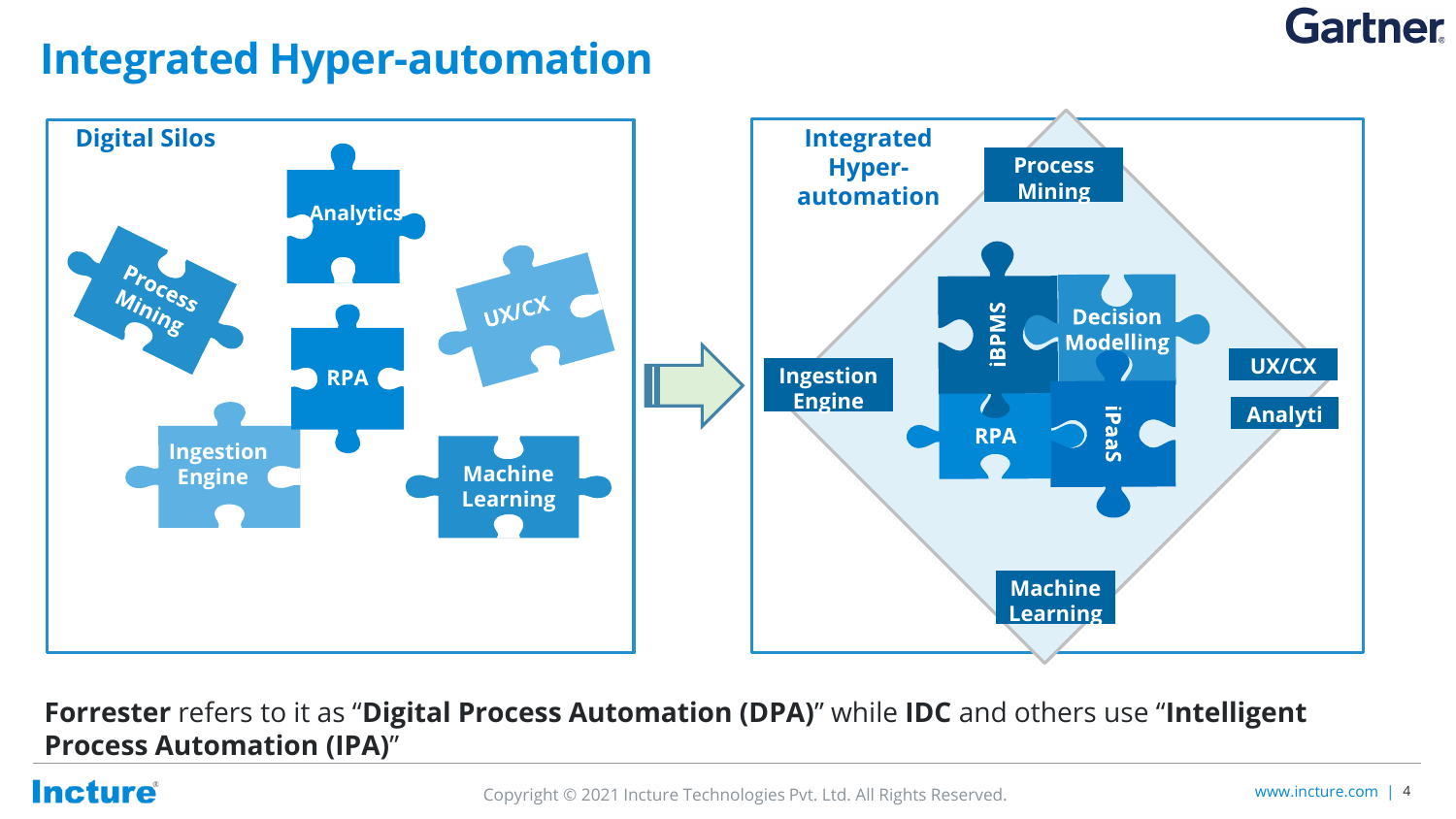# Integrated Hyper-automation

Gartner

**Digital Silos**

Analytics

Process Mining

UX/CX

RPA

Ingestion Engine

Machine Learning

**Integrated Hyper-automation**

Process Mining

iBPMS

Decision Modelling

Ingestion Engine

UX/CX

Analyti

RPA

iPaaS

Machine Learning

**Forrester** refers to it as "**Digital Process Automation (DPA)**" while **IDC** and others use "**Intelligent Process Automation (IPA)**"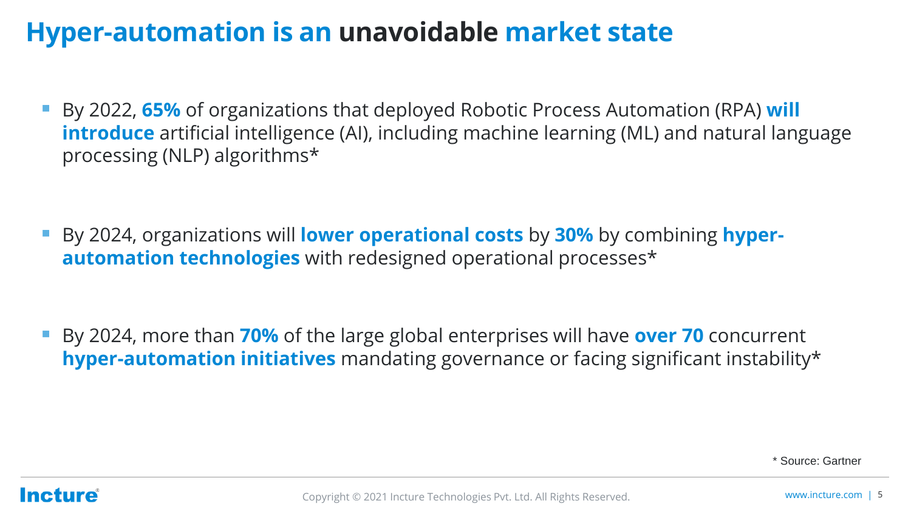# Hyper-automation is an unavoidable market state

- By 2022, **65%** of organizations that deployed Robotic Process Automation (RPA) **will introduce** artificial intelligence (AI), including machine learning (ML) and natural language processing (NLP) algorithms*

- By 2024, organizations will **lower operational costs** by **30%** by combining **hyper-automation technologies** with redesigned operational processes*

- By 2024, more than **70%** of the large global enterprises will have **over 70** concurrent **hyper-automation initiatives** mandating governance or facing significant instability*

\* Source: Gartner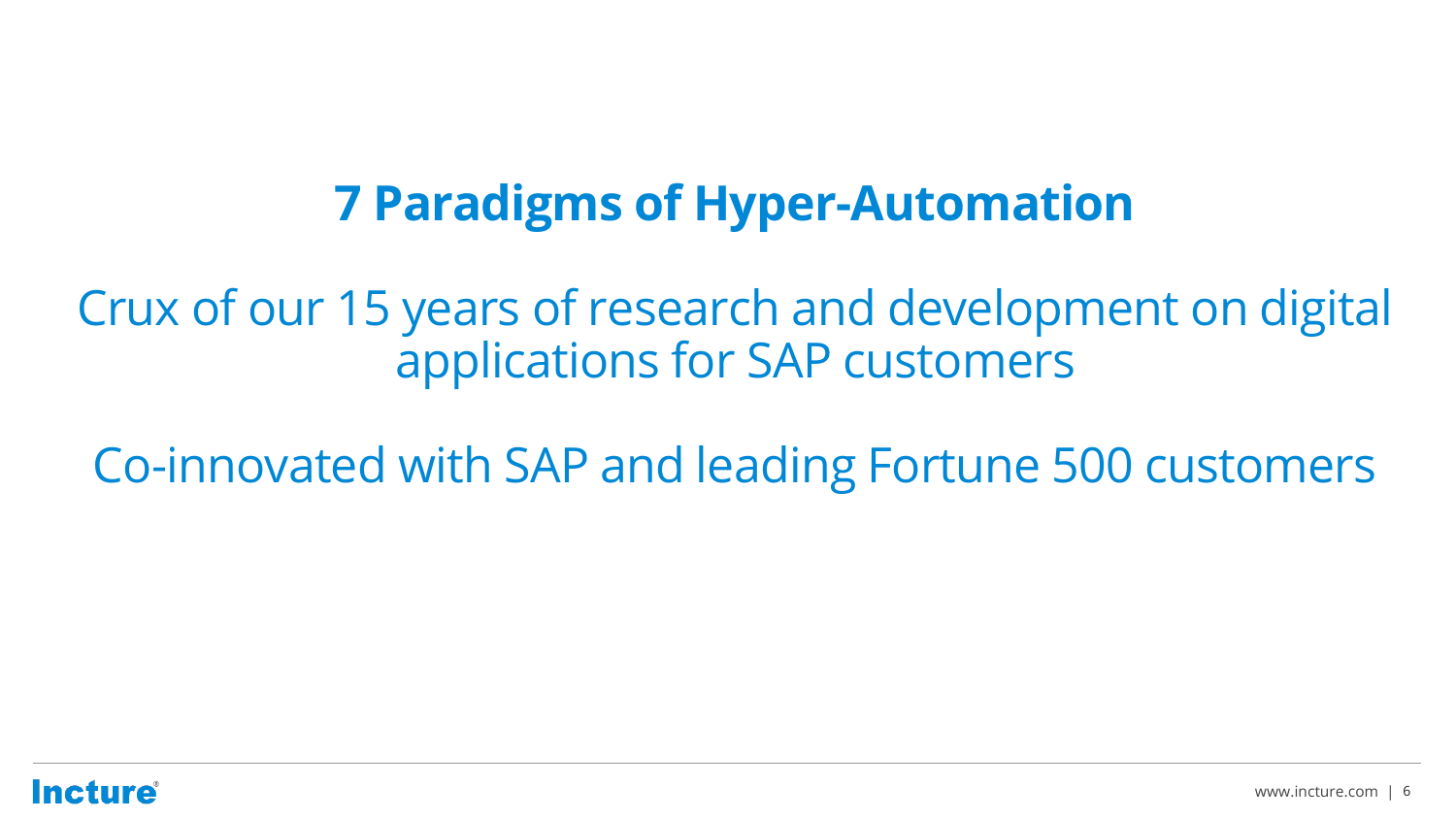# 7 Paradigms of Hyper-Automation

Crux of our 15 years of research and development on digital applications for SAP customers

Co-innovated with SAP and leading Fortune 500 customers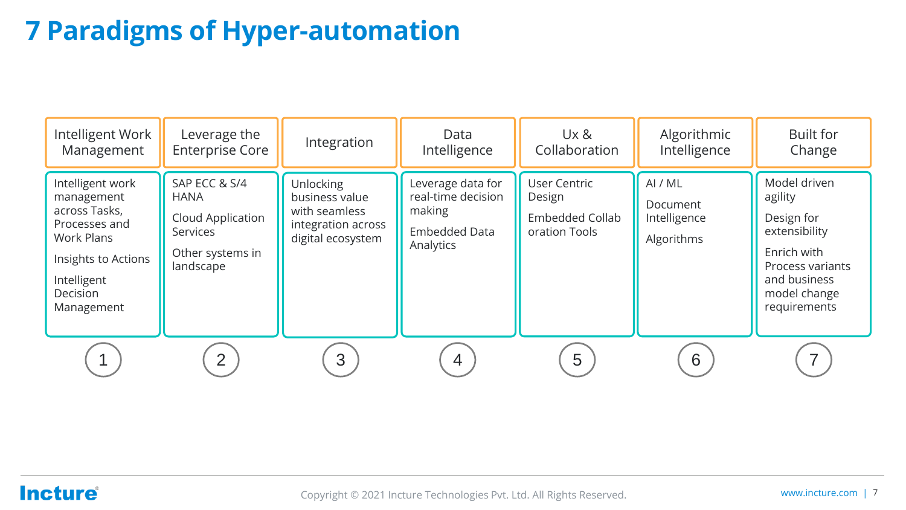# 7 Paradigms of Hyper-automation

| 1 | 2 | 3 | 4 | 5 | 6 | 7 |
|---|---|---|---|---|---|---|
| Intelligent Work Management | Leverage the Enterprise Core | Integration | Data Intelligence | Ux & Collaboration | Algorithmic Intelligence | Built for Change |
| Intelligent work management across Tasks, Processes and Work Plans<br>Insights to Actions<br>Intelligent Decision Management | SAP ECC & S/4 HANA<br>Cloud Application Services<br>Other systems in landscape | Unlocking business value with seamless integration across digital ecosystem | Leverage data for real-time decision making<br>Embedded Data Analytics | User Centric Design<br>Embedded Collab oration Tools | AI / ML<br>Document Intelligence<br>Algorithms | Model driven agility<br>Design for extensibility<br>Enrich with Process variants and business model change requirements |

Copyright © 2021 Incture Technologies Pvt. Ltd. All Rights Reserved.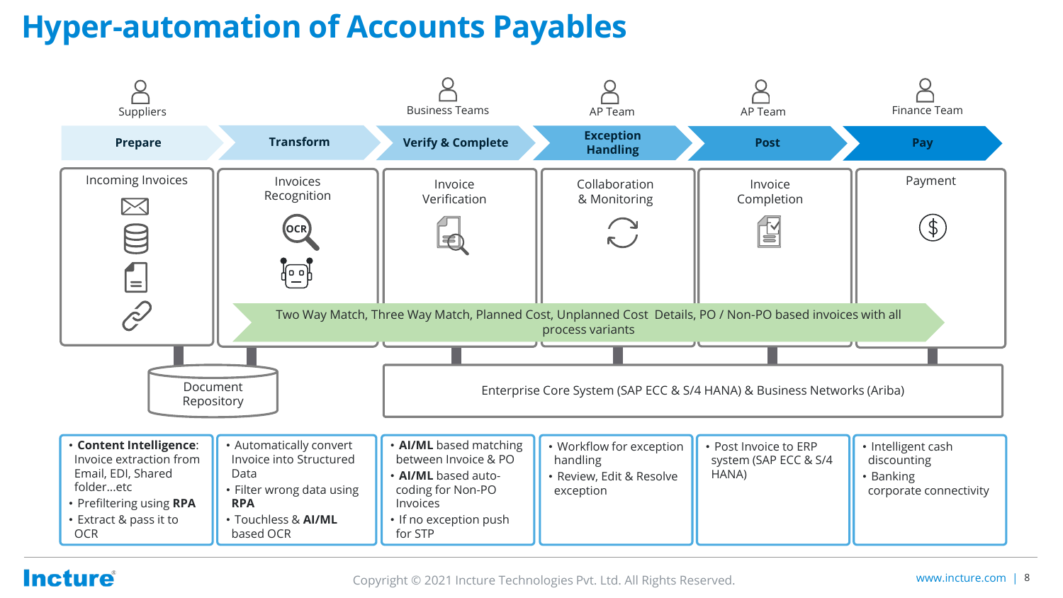# Hyper-automation of Accounts Payables

| | Prepare | Transform | Verify & Complete | Exception Handling | Post | Pay |
|---|---|---|---|---|---|---|
| **Role** | Suppliers | | Business Teams | AP Team | AP Team | Finance Team |
| **Activity** | Incoming Invoices | Invoices Recognition | Invoice Verification | Collaboration & Monitoring | Invoice Completion | Payment |
| **Details** | • **Content Intelligence**: Invoice extraction from Email, EDI, Shared folder…etc<br>• Prefiltering using **RPA**<br>• Extract & pass it to OCR | • Automatically convert Invoice into Structured Data<br>• Filter wrong data using **RPA**<br>• Touchless & **AI/ML** based OCR | • **AI/ML** based matching between Invoice & PO<br>• **AI/ML** based auto-coding for Non-PO Invoices<br>• If no exception push for STP | • Workflow for exception handling<br>• Review, Edit & Resolve exception | • Post Invoice to ERP system (SAP ECC & S/4 HANA) | • Intelligent cash discounting<br>• Banking corporate connectivity |

Two Way Match, Three Way Match, Planned Cost, Unplanned Cost Details, PO / Non-PO based invoices with all process variants

Document Repository

Enterprise Core System (SAP ECC & S/4 HANA) & Business Networks (Ariba)

Copyright © 2021 Incture Technologies Pvt. Ltd. All Rights Reserved.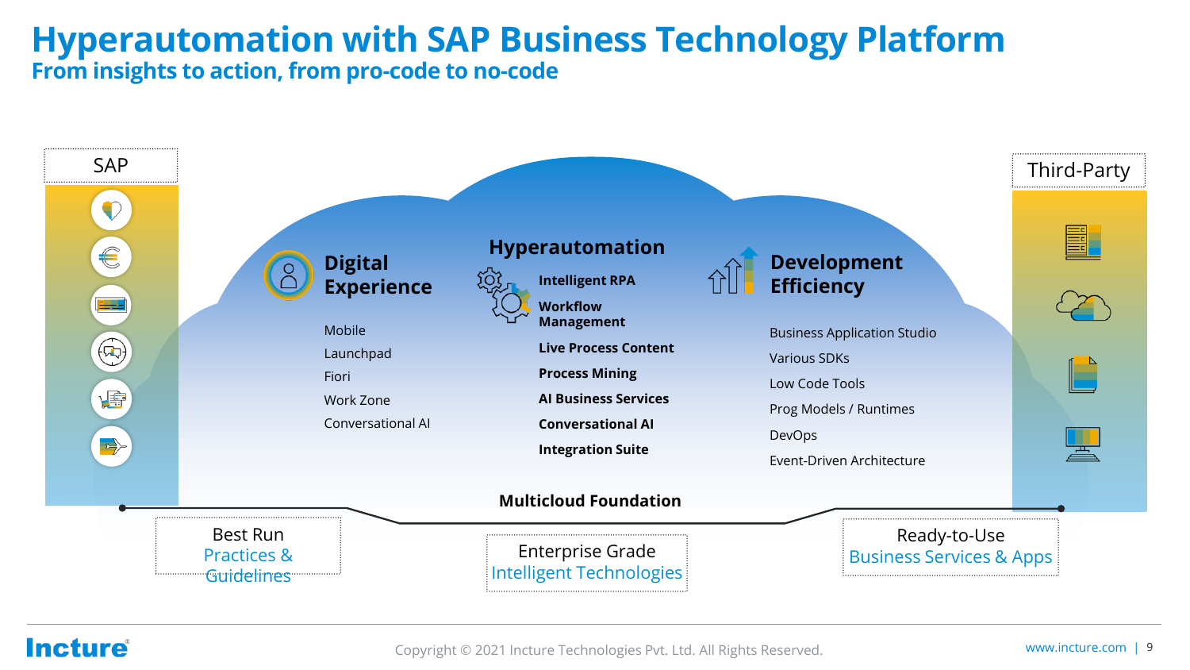# Hyperautomation with SAP Business Technology Platform

## From insights to action, from pro-code to no-code

SAP

Third-Party

### Digital Experience

- Mobile
- Launchpad
- Fiori
- Work Zone
- Conversational AI

### Hyperautomation

- **Intelligent RPA**
- **Workflow Management**
- **Live Process Content**
- **Process Mining**
- **AI Business Services**
- **Conversational AI**
- **Integration Suite**

### Development Efficiency

- Business Application Studio
- Various SDKs
- Low Code Tools
- Prog Models / Runtimes
- DevOps
- Event-Driven Architecture

**Multicloud Foundation**

Best Run Practices & Guidelines

Enterprise Grade Intelligent Technologies

Ready-to-Use Business Services & Apps

Copyright © 2021 Incture Technologies Pvt. Ltd. All Rights Reserved.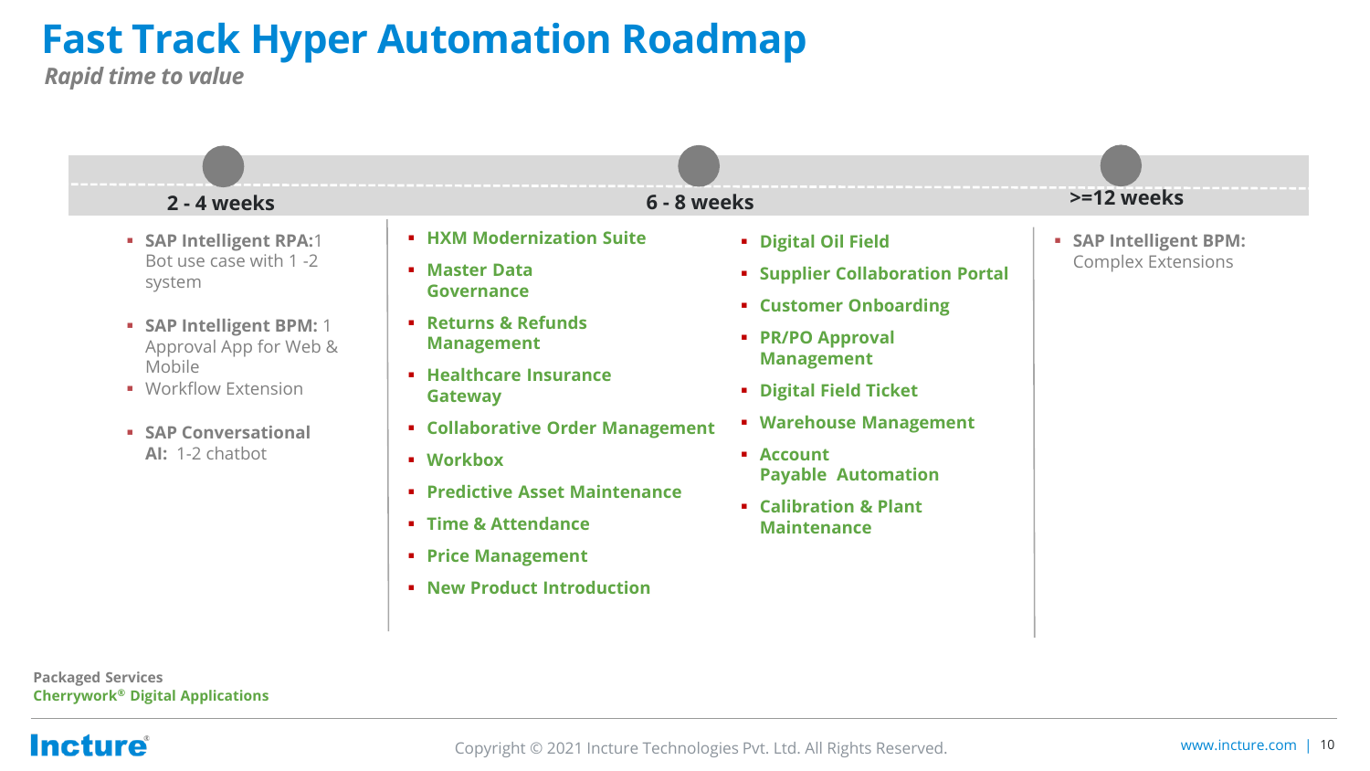# Fast Track Hyper Automation Roadmap

*Rapid time to value*

## 2 - 4 weeks

- **SAP Intelligent RPA:** 1 Bot use case with 1 -2 system
- **SAP Intelligent BPM:** 1 Approval App for Web & Mobile
- Workflow Extension
- **SAP Conversational AI:** 1-2 chatbot

## 6 - 8 weeks

- **HXM Modernization Suite**
- **Master Data Governance**
- **Returns & Refunds Management**
- **Healthcare Insurance Gateway**
- **Collaborative Order Management**
- **Workbox**
- **Predictive Asset Maintenance**
- **Time & Attendance**
- **Price Management**
- **New Product Introduction**
- **Digital Oil Field**
- **Supplier Collaboration Portal**
- **Customer Onboarding**
- **PR/PO Approval Management**
- **Digital Field Ticket**
- **Warehouse Management**
- **Account Payable Automation**
- **Calibration & Plant Maintenance**

## >=12 weeks

- **SAP Intelligent BPM:** Complex Extensions

**Packaged Services**

**Cherrywork® Digital Applications**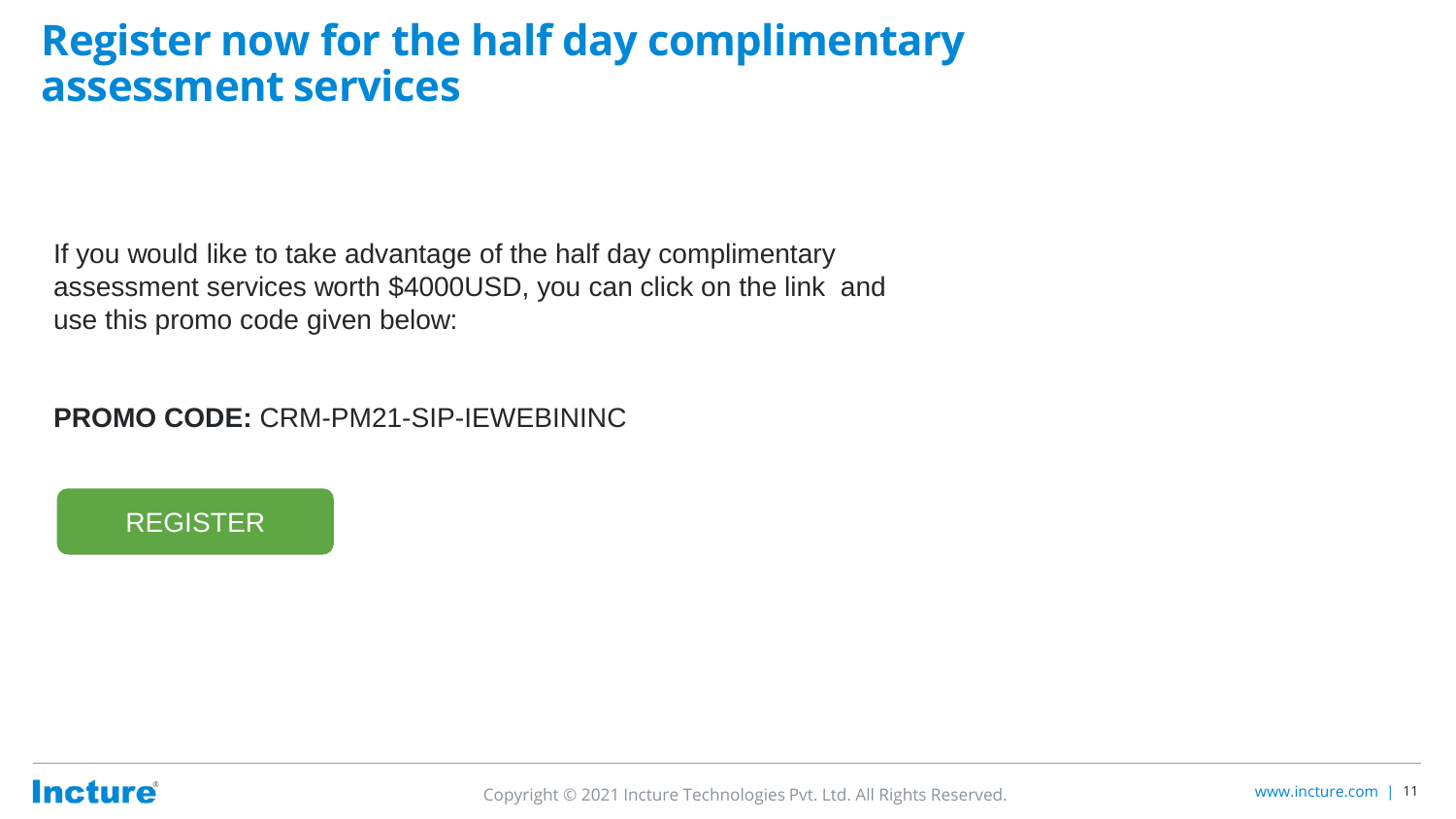# Register now for the half day complimentary assessment services

If you would like to take advantage of the half day complimentary assessment services worth $4000USD, you can click on the link  and use this promo code given below:

**PROMO CODE:** CRM-PM21-SIP-IEWEBININC

REGISTER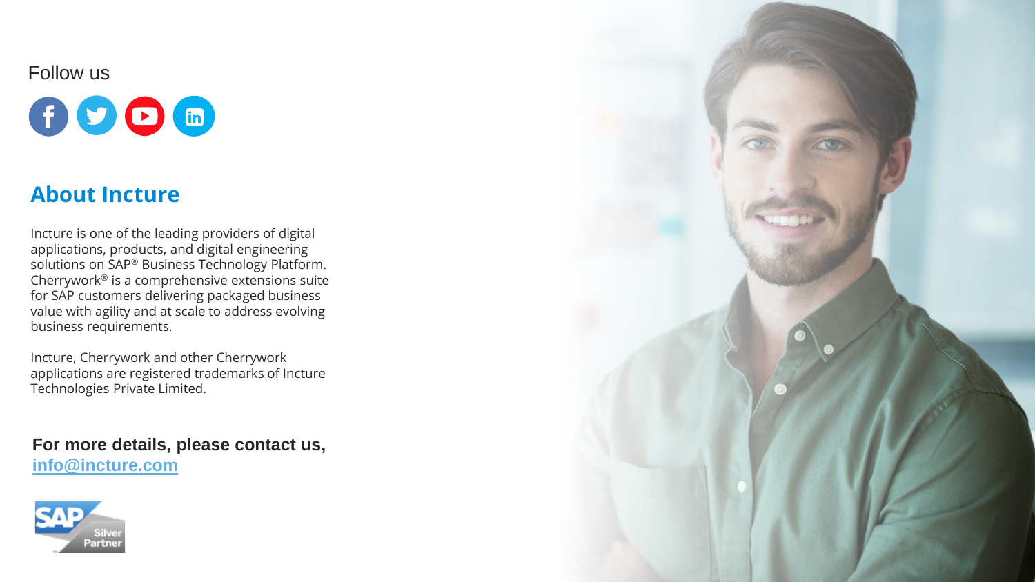Follow us

## About Incture

Incture is one of the leading providers of digital applications, products, and digital engineering solutions on SAP® Business Technology Platform. Cherrywork® is a comprehensive extensions suite for SAP customers delivering packaged business value with agility and at scale to address evolving business requirements.

Incture, Cherrywork and other Cherrywork applications are registered trademarks of Incture Technologies Private Limited.

**For more details, please contact us,**
**info@incture.com**

SAP Silver Partner